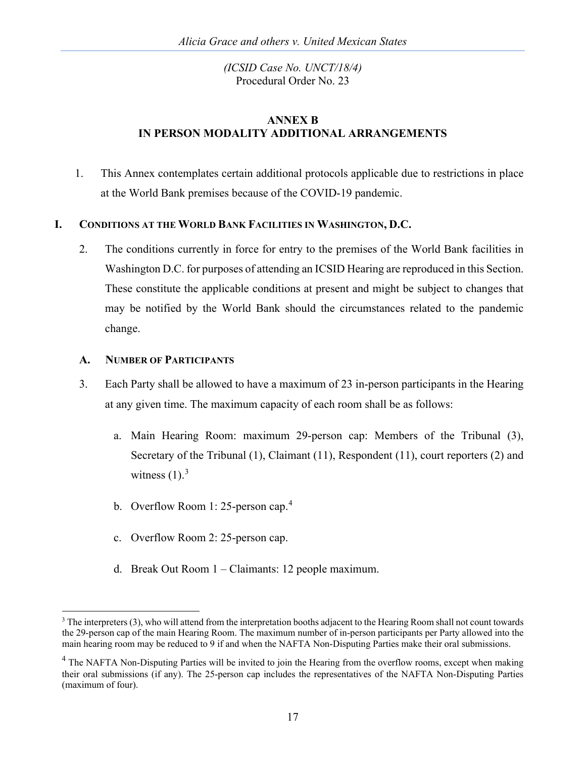## ANNEX B
## IN PERSON MODALITY ADDITIONAL ARRANGEMENTS

1. This Annex contemplates certain additional protocols applicable due to restrictions in place at the World Bank premises because of the COVID-19 pandemic.

# I. Conditions at the World Bank Facilities in Washington, D.C.

2. The conditions currently in force for entry to the premises of the World Bank facilities in Washington D.C. for purposes of attending an ICSID Hearing are reproduced in this Section. These constitute the applicable conditions at present and might be subject to changes that may be notified by the World Bank should the circumstances related to the pandemic change.

## A. Number of Participants

3. Each Party shall be allowed to have a maximum of 23 in-person participants in the Hearing at any given time. The maximum capacity of each room shall be as follows:

   a. Main Hearing Room: maximum 29-person cap: Members of the Tribunal (3), Secretary of the Tribunal (1), Claimant (11), Respondent (11), court reporters (2) and witness (1).[3]

   b. Overflow Room 1: 25-person cap.[4]

   c. Overflow Room 2: 25-person cap.

   d. Break Out Room 1 – Claimants: 12 people maximum.

---

[3] The interpreters (3), who will attend from the interpretation booths adjacent to the Hearing Room shall not count towards the 29-person cap of the main Hearing Room. The maximum number of in-person participants per Party allowed into the main hearing room may be reduced to 9 if and when the NAFTA Non-Disputing Parties make their oral submissions.

[4] The NAFTA Non-Disputing Parties will be invited to join the Hearing from the overflow rooms, except when making their oral submissions (if any). The 25-person cap includes the representatives of the NAFTA Non-Disputing Parties (maximum of four).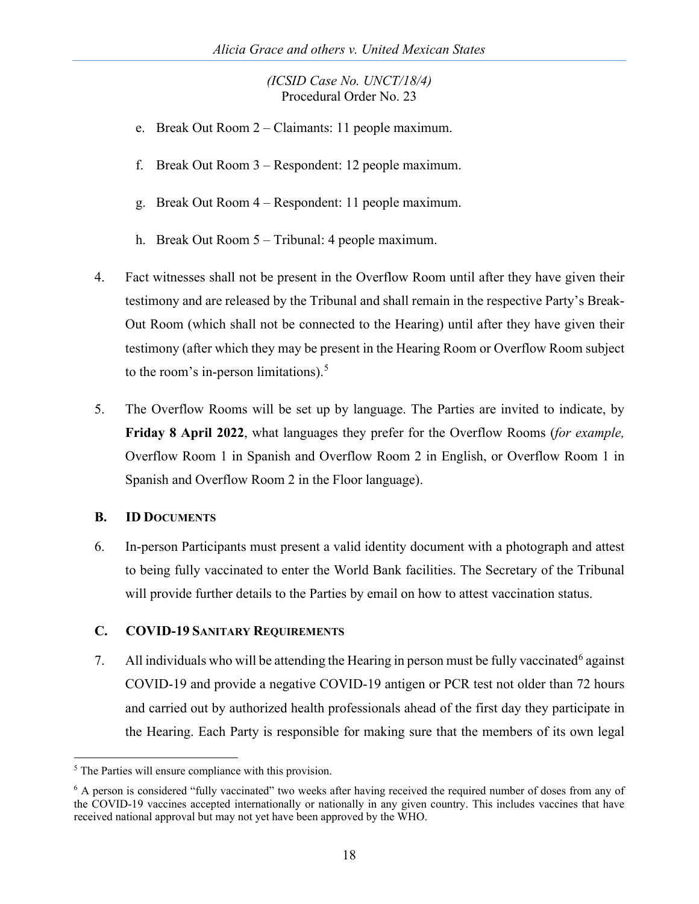e. Break Out Room 2 – Claimants: 11 people maximum.

f. Break Out Room 3 – Respondent: 12 people maximum.

g. Break Out Room 4 – Respondent: 11 people maximum.

h. Break Out Room 5 – Tribunal: 4 people maximum.

4. Fact witnesses shall not be present in the Overflow Room until after they have given their testimony and are released by the Tribunal and shall remain in the respective Party's Break-Out Room (which shall not be connected to the Hearing) until after they have given their testimony (after which they may be present in the Hearing Room or Overflow Room subject to the room's in-person limitations).[5]

5. The Overflow Rooms will be set up by language. The Parties are invited to indicate, by **Friday 8 April 2022**, what languages they prefer for the Overflow Rooms (*for example,* Overflow Room 1 in Spanish and Overflow Room 2 in English, or Overflow Room 1 in Spanish and Overflow Room 2 in the Floor language).

### B. ID Documents

6. In-person Participants must present a valid identity document with a photograph and attest to being fully vaccinated to enter the World Bank facilities. The Secretary of the Tribunal will provide further details to the Parties by email on how to attest vaccination status.

### C. COVID-19 Sanitary Requirements

7. All individuals who will be attending the Hearing in person must be fully vaccinated[6] against COVID-19 and provide a negative COVID-19 antigen or PCR test not older than 72 hours and carried out by authorized health professionals ahead of the first day they participate in the Hearing. Each Party is responsible for making sure that the members of its own legal

---

[5] The Parties will ensure compliance with this provision.

[6] A person is considered "fully vaccinated" two weeks after having received the required number of doses from any of the COVID-19 vaccines accepted internationally or nationally in any given country. This includes vaccines that have received national approval but may not yet have been approved by the WHO.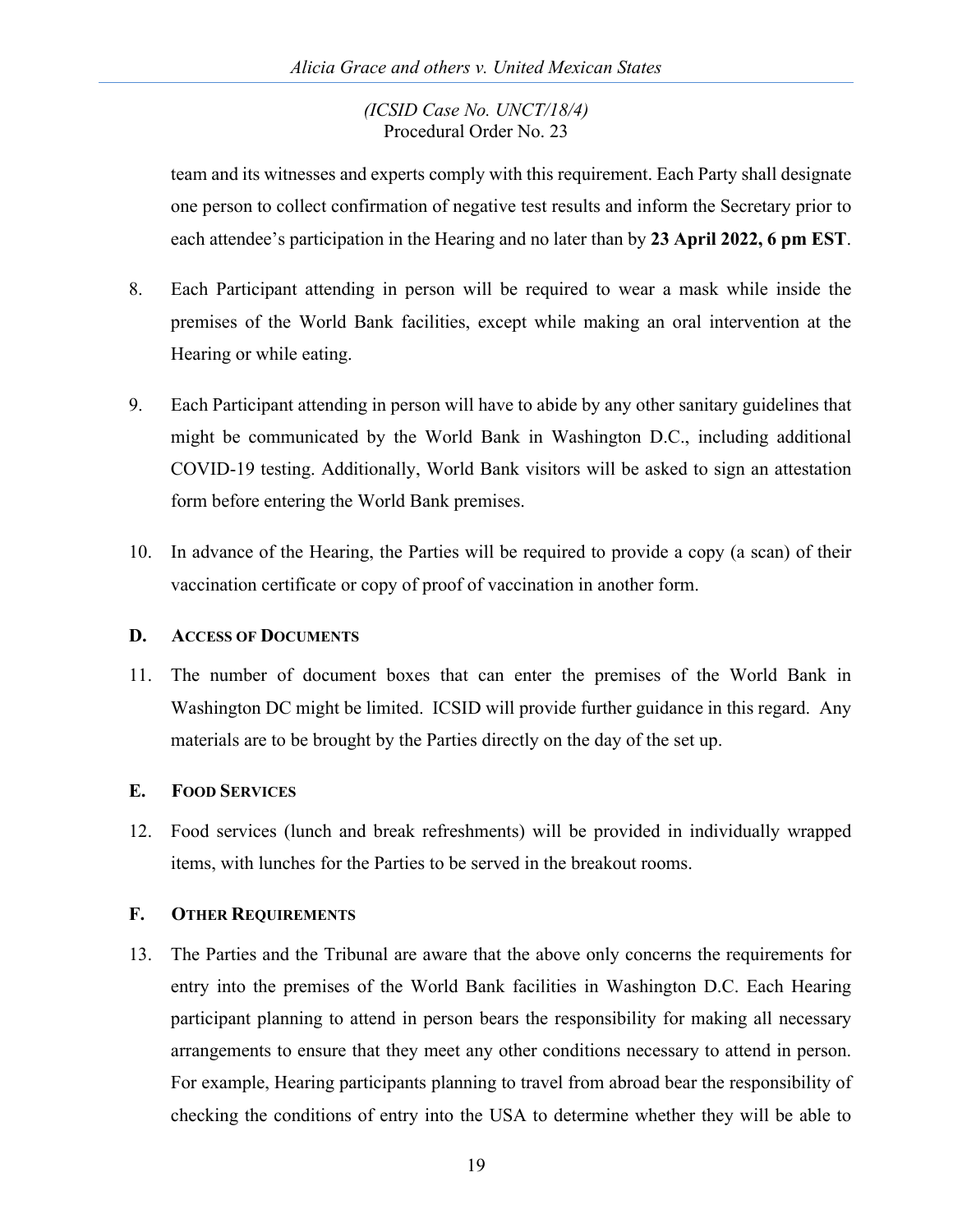team and its witnesses and experts comply with this requirement. Each Party shall designate one person to collect confirmation of negative test results and inform the Secretary prior to each attendee's participation in the Hearing and no later than by **23 April 2022, 6 pm EST**.

8. Each Participant attending in person will be required to wear a mask while inside the premises of the World Bank facilities, except while making an oral intervention at the Hearing or while eating.

9. Each Participant attending in person will have to abide by any other sanitary guidelines that might be communicated by the World Bank in Washington D.C., including additional COVID-19 testing. Additionally, World Bank visitors will be asked to sign an attestation form before entering the World Bank premises.

10. In advance of the Hearing, the Parties will be required to provide a copy (a scan) of their vaccination certificate or copy of proof of vaccination in another form.

### D. ACCESS OF DOCUMENTS

11. The number of document boxes that can enter the premises of the World Bank in Washington DC might be limited. ICSID will provide further guidance in this regard. Any materials are to be brought by the Parties directly on the day of the set up.

### E. FOOD SERVICES

12. Food services (lunch and break refreshments) will be provided in individually wrapped items, with lunches for the Parties to be served in the breakout rooms.

### F. OTHER REQUIREMENTS

13. The Parties and the Tribunal are aware that the above only concerns the requirements for entry into the premises of the World Bank facilities in Washington D.C. Each Hearing participant planning to attend in person bears the responsibility for making all necessary arrangements to ensure that they meet any other conditions necessary to attend in person. For example, Hearing participants planning to travel from abroad bear the responsibility of checking the conditions of entry into the USA to determine whether they will be able to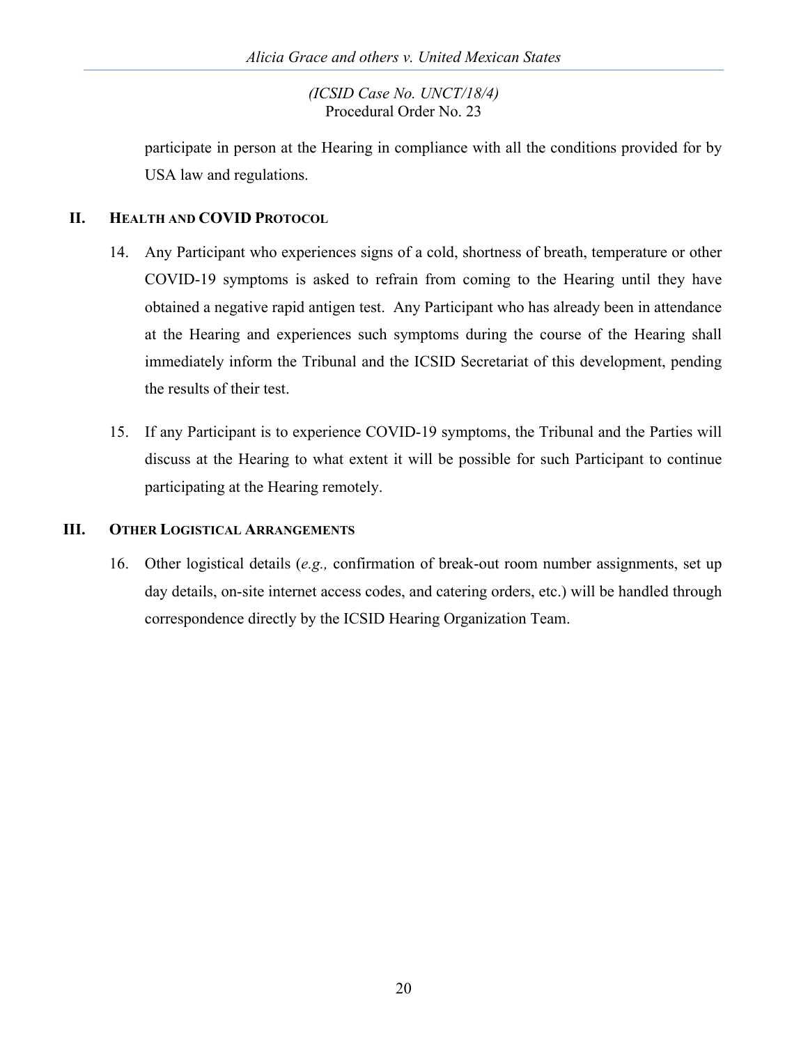participate in person at the Hearing in compliance with all the conditions provided for by USA law and regulations.

## II. Health and COVID Protocol

14. Any Participant who experiences signs of a cold, shortness of breath, temperature or other COVID-19 symptoms is asked to refrain from coming to the Hearing until they have obtained a negative rapid antigen test. Any Participant who has already been in attendance at the Hearing and experiences such symptoms during the course of the Hearing shall immediately inform the Tribunal and the ICSID Secretariat of this development, pending the results of their test.

15. If any Participant is to experience COVID-19 symptoms, the Tribunal and the Parties will discuss at the Hearing to what extent it will be possible for such Participant to continue participating at the Hearing remotely.

## III. Other Logistical Arrangements

16. Other logistical details (*e.g.,* confirmation of break-out room number assignments, set up day details, on-site internet access codes, and catering orders, etc.) will be handled through correspondence directly by the ICSID Hearing Organization Team.